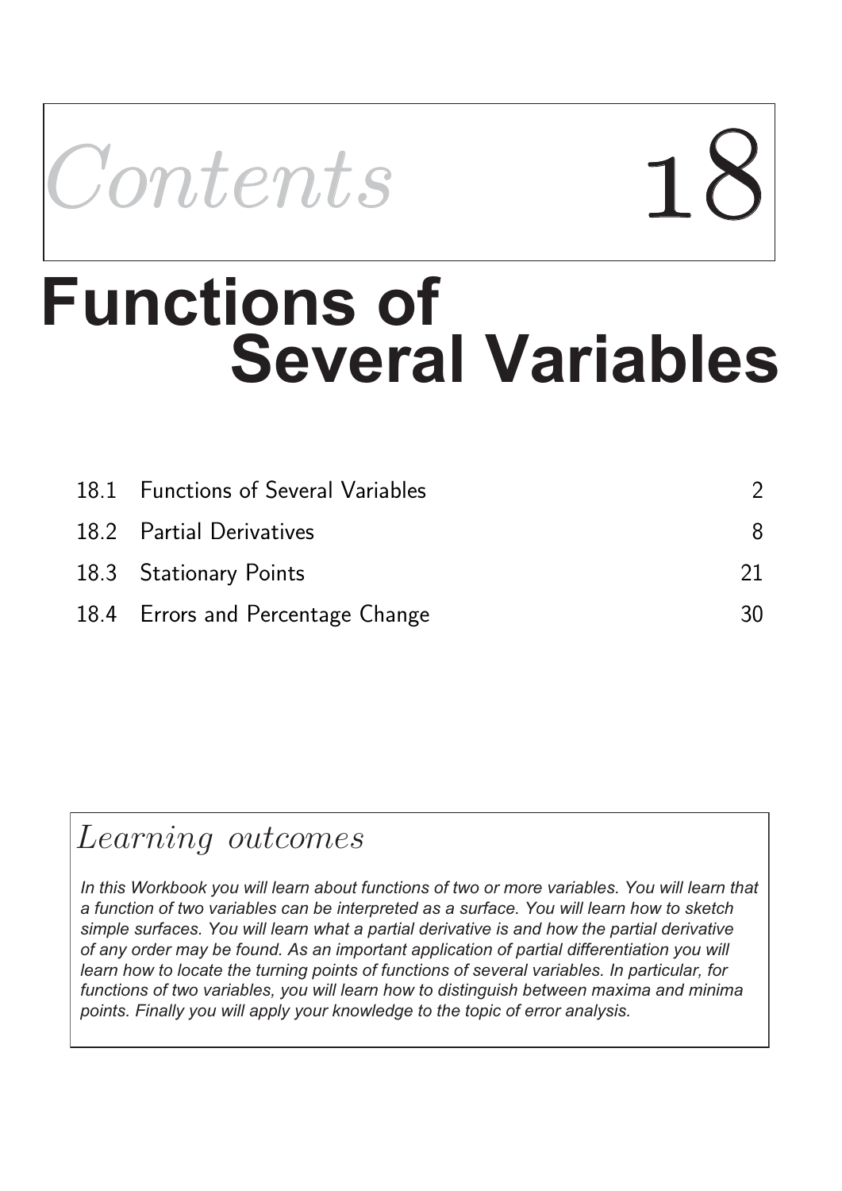*Contents* 18

# Functions of Several Variables

| | | |
|---|---|---|
| 18.1 | Functions of Several Variables | 2 |
| 18.2 | Partial Derivatives | 8 |
| 18.3 | Stationary Points | 21 |
| 18.4 | Errors and Percentage Change | 30 |

## *Learning outcomes*

*In this Workbook you will learn about functions of two or more variables. You will learn that a function of two variables can be interpreted as a surface. You will learn how to sketch simple surfaces. You will learn what a partial derivative is and how the partial derivative of any order may be found. As an important application of partial differentiation you will learn how to locate the turning points of functions of several variables. In particular, for functions of two variables, you will learn how to distinguish between maxima and minima points. Finally you will apply your knowledge to the topic of error analysis.*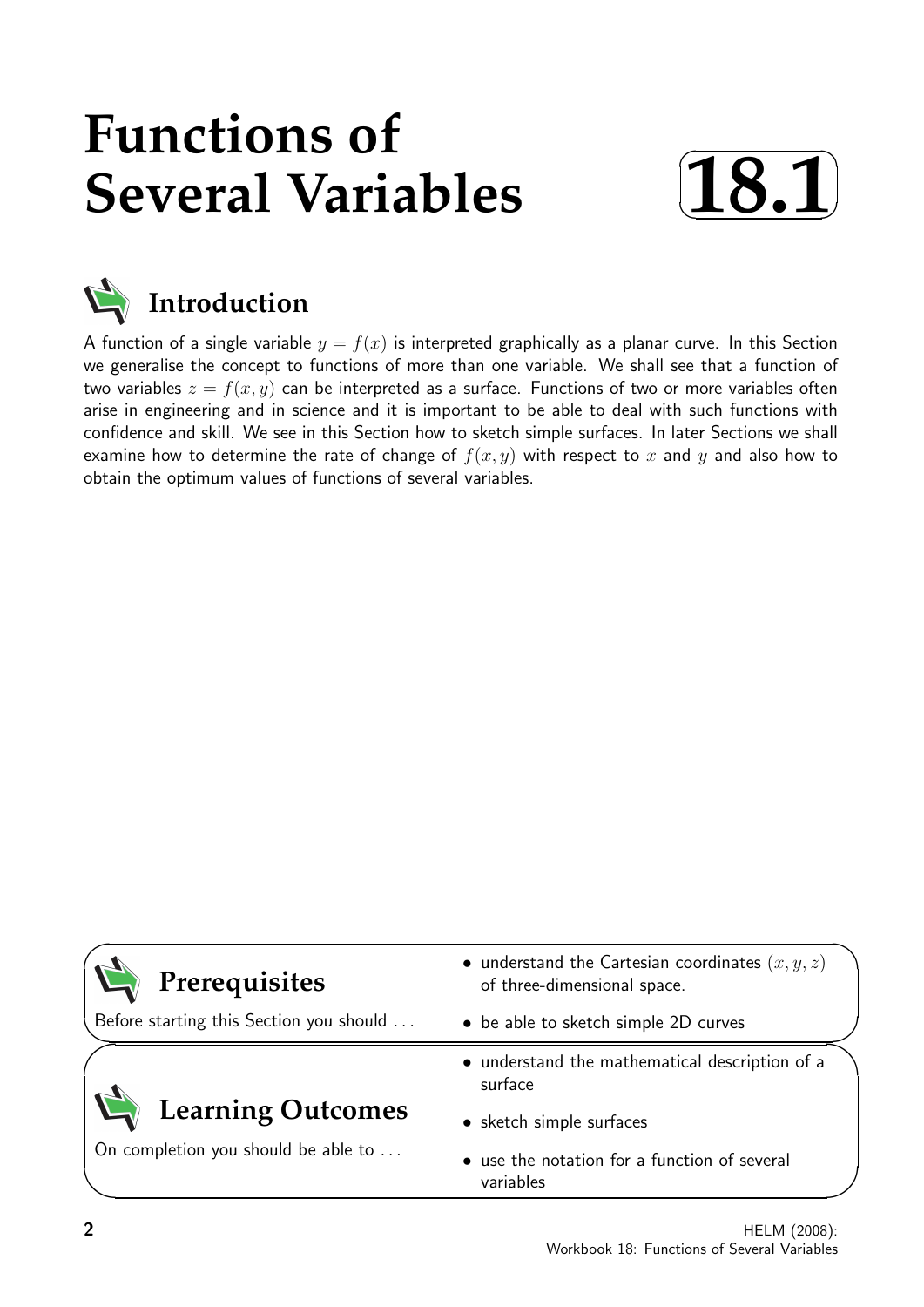# Functions of Several Variables

**18.1**

## Introduction

A function of a single variable $y = f(x)$ is interpreted graphically as a planar curve. In this Section we generalise the concept to functions of more than one variable. We shall see that a function of two variables $z = f(x, y)$ can be interpreted as a surface. Functions of two or more variables often arise in engineering and in science and it is important to be able to deal with such functions with confidence and skill. We see in this Section how to sketch simple surfaces. In later Sections we shall examine how to determine the rate of change of $f(x, y)$ with respect to $x$ and $y$ and also how to obtain the optimum values of functions of several variables.

## Prerequisites

Before starting this Section you should . . .

- understand the Cartesian coordinates $(x, y, z)$ of three-dimensional space.
- be able to sketch simple 2D curves

## Learning Outcomes

On completion you should be able to . . .

- understand the mathematical description of a surface
- sketch simple surfaces
- use the notation for a function of several variables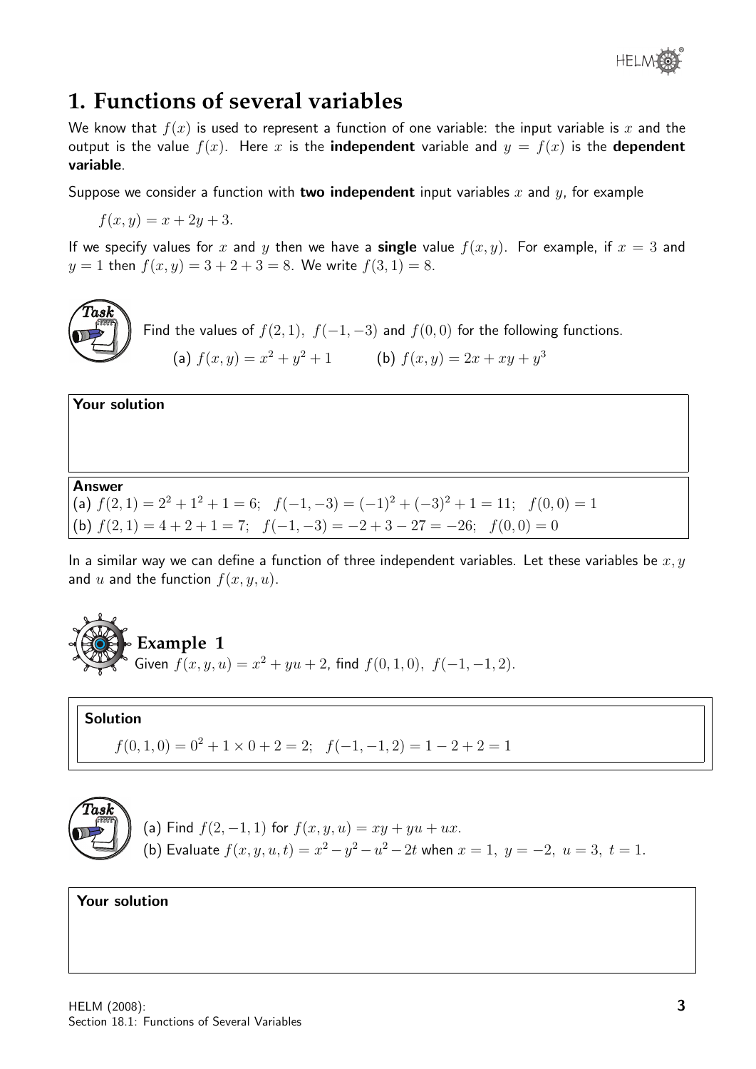# 1. Functions of several variables

We know that $f(x)$ is used to represent a function of one variable: the input variable is $x$ and the output is the value $f(x)$. Here $x$ is the **independent** variable and $y = f(x)$ is the **dependent variable**.

Suppose we consider a function with **two independent** input variables $x$ and $y$, for example

$$f(x, y) = x + 2y + 3.$$

If we specify values for $x$ and $y$ then we have a **single** value $f(x, y)$. For example, if $x = 3$ and $y = 1$ then $f(x, y) = 3 + 2 + 3 = 8$. We write $f(3, 1) = 8$.

**Task**

Find the values of $f(2, 1)$, $f(-1, -3)$ and $f(0, 0)$ for the following functions.

(a) $f(x, y) = x^2 + y^2 + 1$ (b) $f(x, y) = 2x + xy + y^3$

**Your solution**

**Answer**

(a) $f(2, 1) = 2^2 + 1^2 + 1 = 6$; $f(-1, -3) = (-1)^2 + (-3)^2 + 1 = 11$; $f(0, 0) = 1$

(b) $f(2, 1) = 4 + 2 + 1 = 7$; $f(-1, -3) = -2 + 3 - 27 = -26$; $f(0, 0) = 0$

In a similar way we can define a function of three independent variables. Let these variables be $x, y$ and $u$ and the function $f(x, y, u)$.

**Example 1**

Given $f(x, y, u) = x^2 + yu + 2$, find $f(0, 1, 0)$, $f(-1, -1, 2)$.

**Solution**

$$f(0, 1, 0) = 0^2 + 1 \times 0 + 2 = 2; \quad f(-1, -1, 2) = 1 - 2 + 2 = 1$$

**Task**

(a) Find $f(2, -1, 1)$ for $f(x, y, u) = xy + yu + ux$.

(b) Evaluate $f(x, y, u, t) = x^2 - y^2 - u^2 - 2t$ when $x = 1$, $y = -2$, $u = 3$, $t = 1$.

**Your solution**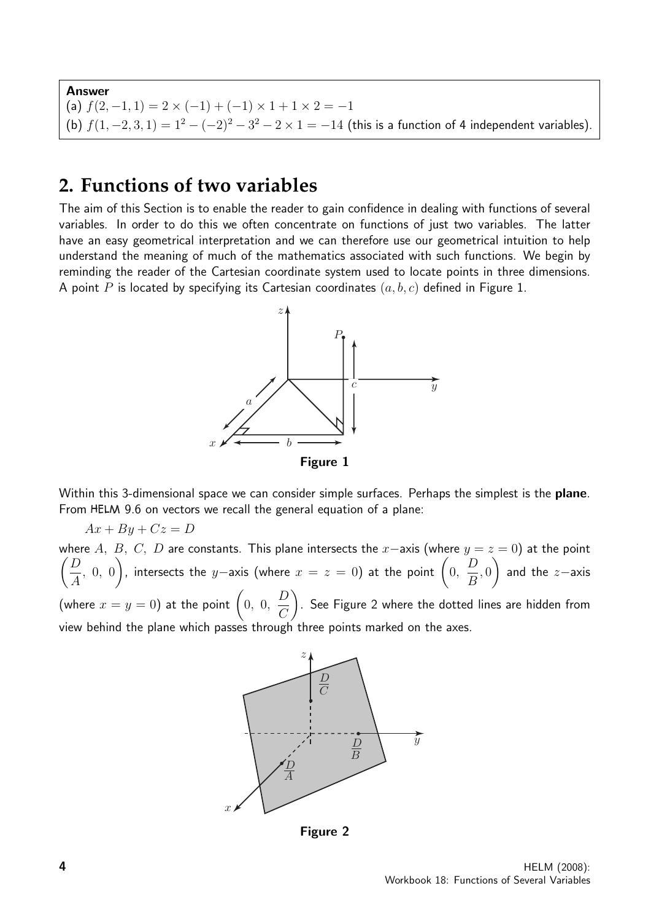**Answer**

(a) $f(2,-1,1) = 2 \times (-1) + (-1) \times 1 + 1 \times 2 = -1$

(b) $f(1,-2,3,1) = 1^2 - (-2)^2 - 3^2 - 2 \times 1 = -14$ (this is a function of 4 independent variables).

## 2. Functions of two variables

The aim of this Section is to enable the reader to gain confidence in dealing with functions of several variables. In order to do this we often concentrate on functions of just two variables. The latter have an easy geometrical interpretation and we can therefore use our geometrical intuition to help understand the meaning of much of the mathematics associated with such functions. We begin by reminding the reader of the Cartesian coordinate system used to locate points in three dimensions. A point $P$ is located by specifying its Cartesian coordinates $(a, b, c)$ defined in Figure 1.

**Figure 1**

Within this 3-dimensional space we can consider simple surfaces. Perhaps the simplest is the **plane**. From HELM 9.6 on vectors we recall the general equation of a plane:

$$Ax + By + Cz = D$$

where $A$, $B$, $C$, $D$ are constants. This plane intersects the $x$−axis (where $y = z = 0$) at the point $\left(\dfrac{D}{A},\ 0,\ 0\right)$, intersects the $y$−axis (where $x = z = 0$) at the point $\left(0,\ \dfrac{D}{B}, 0\right)$ and the $z$−axis (where $x = y = 0$) at the point $\left(0,\ 0,\ \dfrac{D}{C}\right)$. See Figure 2 where the dotted lines are hidden from view behind the plane which passes through three points marked on the axes.

**Figure 2**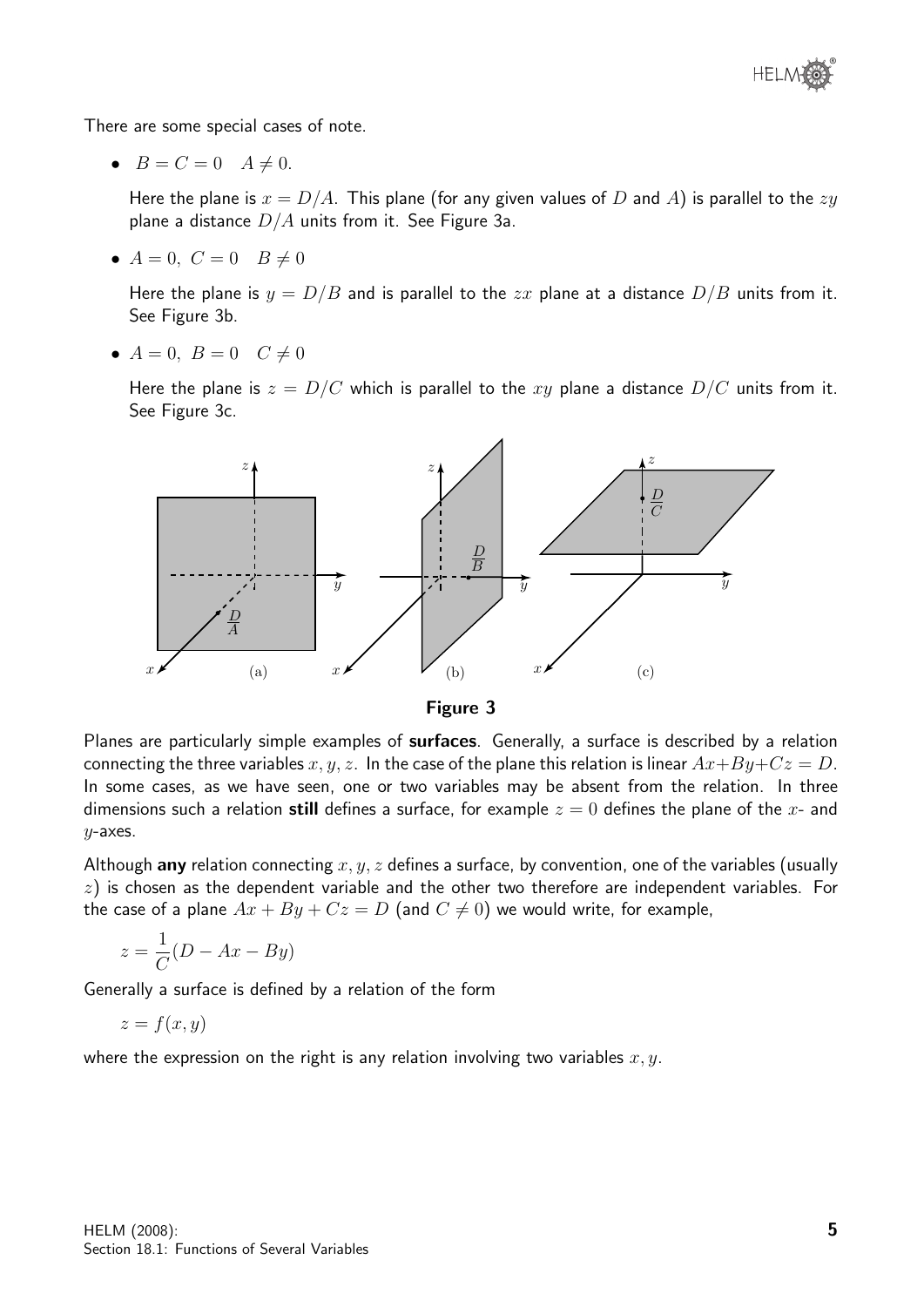There are some special cases of note.

- $B = C = 0 \quad A \neq 0.$

  Here the plane is $x = D/A$. This plane (for any given values of $D$ and $A$) is parallel to the $zy$ plane a distance $D/A$ units from it. See Figure 3a.

- $A = 0,\ C = 0 \quad B \neq 0$

  Here the plane is $y = D/B$ and is parallel to the $zx$ plane at a distance $D/B$ units from it. See Figure 3b.

- $A = 0,\ B = 0 \quad C \neq 0$

  Here the plane is $z = D/C$ which is parallel to the $xy$ plane a distance $D/C$ units from it. See Figure 3c.

**Figure 3**

Planes are particularly simple examples of **surfaces**. Generally, a surface is described by a relation connecting the three variables $x, y, z$. In the case of the plane this relation is linear $Ax+By+Cz = D$. In some cases, as we have seen, one or two variables may be absent from the relation. In three dimensions such a relation **still** defines a surface, for example $z = 0$ defines the plane of the $x$- and $y$-axes.

Although **any** relation connecting $x, y, z$ defines a surface, by convention, one of the variables (usually $z$) is chosen as the dependent variable and the other two therefore are independent variables. For the case of a plane $Ax + By + Cz = D$ (and $C \neq 0$) we would write, for example,

$$z = \frac{1}{C}(D - Ax - By)$$

Generally a surface is defined by a relation of the form

$$z = f(x, y)$$

where the expression on the right is any relation involving two variables $x, y$.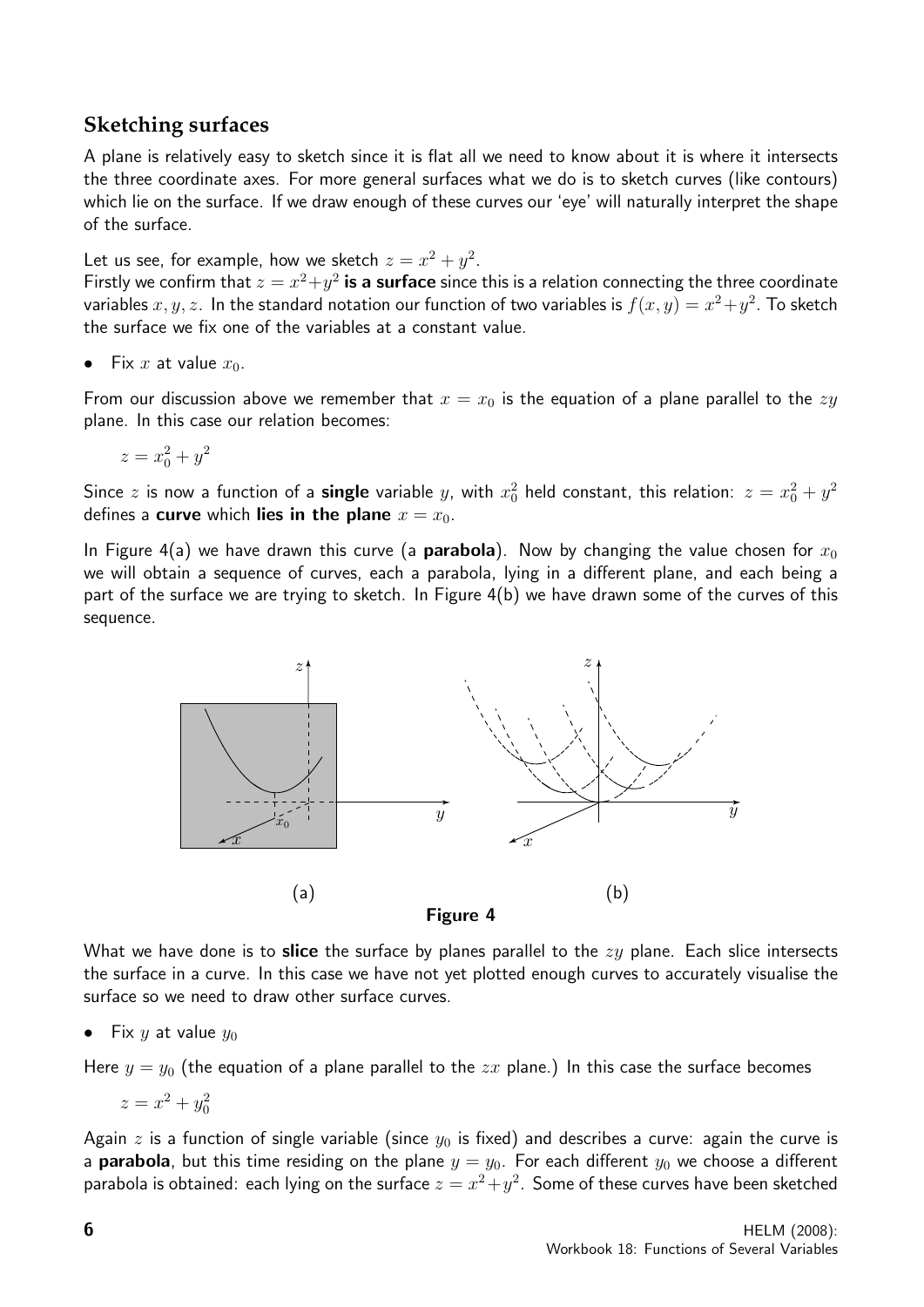## Sketching surfaces

A plane is relatively easy to sketch since it is flat all we need to know about it is where it intersects the three coordinate axes. For more general surfaces what we do is to sketch curves (like contours) which lie on the surface. If we draw enough of these curves our 'eye' will naturally interpret the shape of the surface.

Let us see, for example, how we sketch $z = x^2 + y^2$.
Firstly we confirm that $z = x^2+y^2$ **is a surface** since this is a relation connecting the three coordinate variables $x, y, z$. In the standard notation our function of two variables is $f(x, y) = x^2+y^2$. To sketch the surface we fix one of the variables at a constant value.

- Fix $x$ at value $x_0$.

From our discussion above we remember that $x = x_0$ is the equation of a plane parallel to the $zy$ plane. In this case our relation becomes:

$$z = x_0^2 + y^2$$

Since $z$ is now a function of a **single** variable $y$, with $x_0^2$ held constant, this relation: $z = x_0^2 + y^2$ defines a **curve** which **lies in the plane** $x = x_0$.

In Figure 4(a) we have drawn this curve (a **parabola**). Now by changing the value chosen for $x_0$ we will obtain a sequence of curves, each a parabola, lying in a different plane, and each being a part of the surface we are trying to sketch. In Figure 4(b) we have drawn some of the curves of this sequence.

(a) (b)

**Figure 4**

What we have done is to **slice** the surface by planes parallel to the $zy$ plane. Each slice intersects the surface in a curve. In this case we have not yet plotted enough curves to accurately visualise the surface so we need to draw other surface curves.

- Fix $y$ at value $y_0$

Here $y = y_0$ (the equation of a plane parallel to the $zx$ plane.) In this case the surface becomes

$$z = x^2 + y_0^2$$

Again $z$ is a function of single variable (since $y_0$ is fixed) and describes a curve: again the curve is a **parabola**, but this time residing on the plane $y = y_0$. For each different $y_0$ we choose a different parabola is obtained: each lying on the surface $z = x^2+y^2$. Some of these curves have been sketched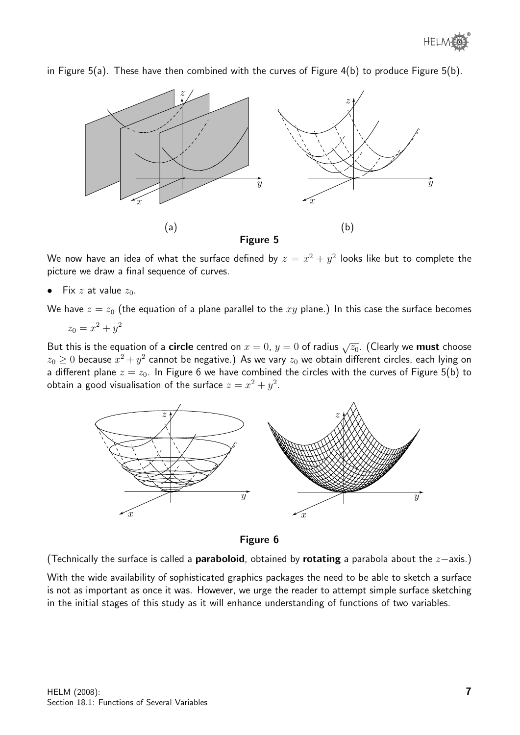in Figure 5(a). These have then combined with the curves of Figure 4(b) to produce Figure 5(b).

z

y

x

(a)

z

y

x

(b)

**Figure 5**

We now have an idea of what the surface defined by $z = x^2 + y^2$ looks like but to complete the picture we draw a final sequence of curves.

- Fix $z$ at value $z_0$.

We have $z = z_0$ (the equation of a plane parallel to the $xy$ plane.) In this case the surface becomes

$$z_0 = x^2 + y^2$$

But this is the equation of a **circle** centred on $x = 0$, $y = 0$ of radius $\sqrt{z_0}$. (Clearly we **must** choose $z_0 \geq 0$ because $x^2 + y^2$ cannot be negative.) As we vary $z_0$ we obtain different circles, each lying on a different plane $z = z_0$. In Figure 6 we have combined the circles with the curves of Figure 5(b) to obtain a good visualisation of the surface $z = x^2 + y^2$.

z

y

x

z

y

x

**Figure 6**

(Technically the surface is called a **paraboloid**, obtained by **rotating** a parabola about the $z-$axis.)

With the wide availability of sophisticated graphics packages the need to be able to sketch a surface is not as important as once it was. However, we urge the reader to attempt simple surface sketching in the initial stages of this study as it will enhance understanding of functions of two variables.